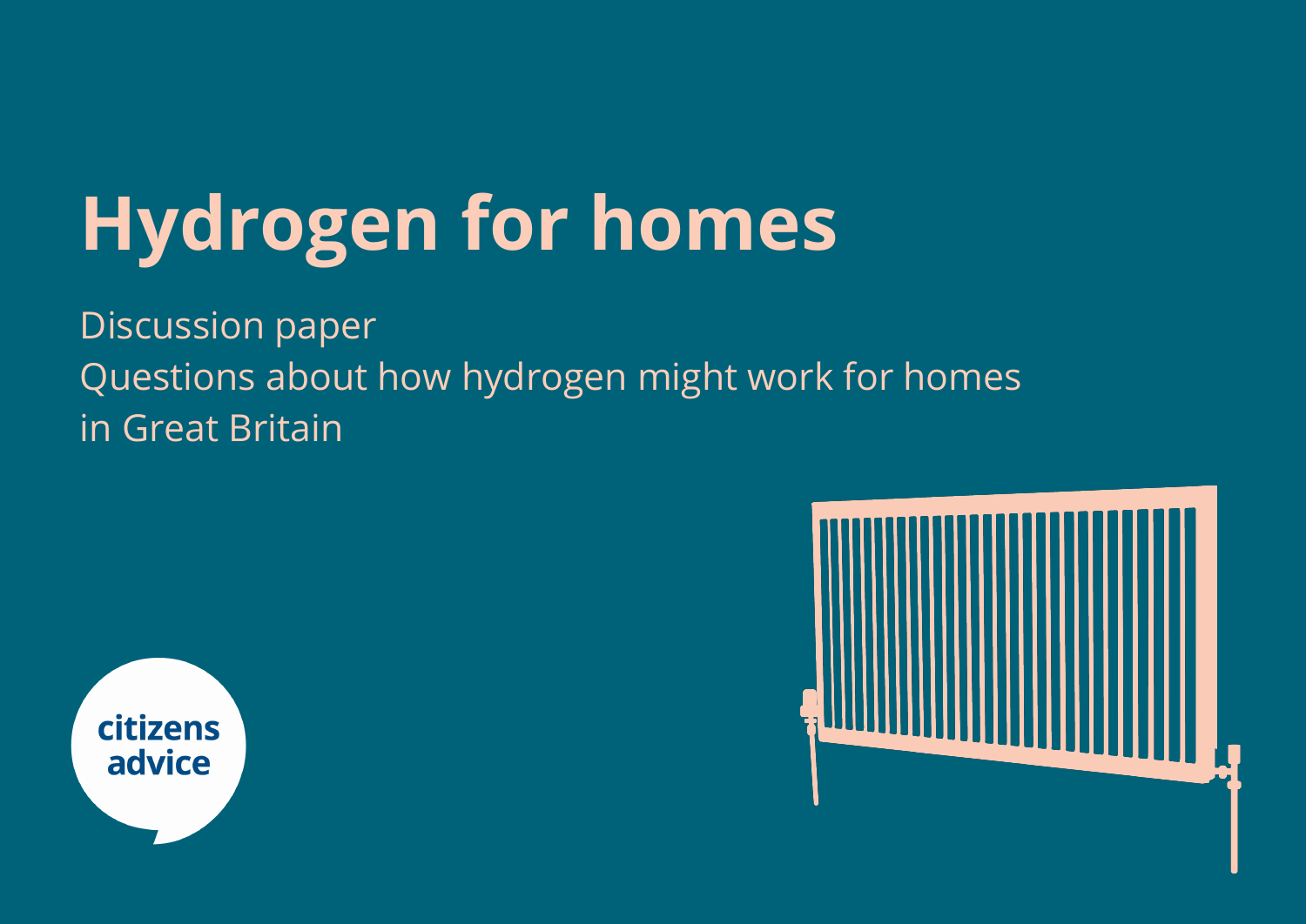# Hydrogen for homes

Discussion paper

Questions about how hydrogen might work for homes in Great Britain

citizens advice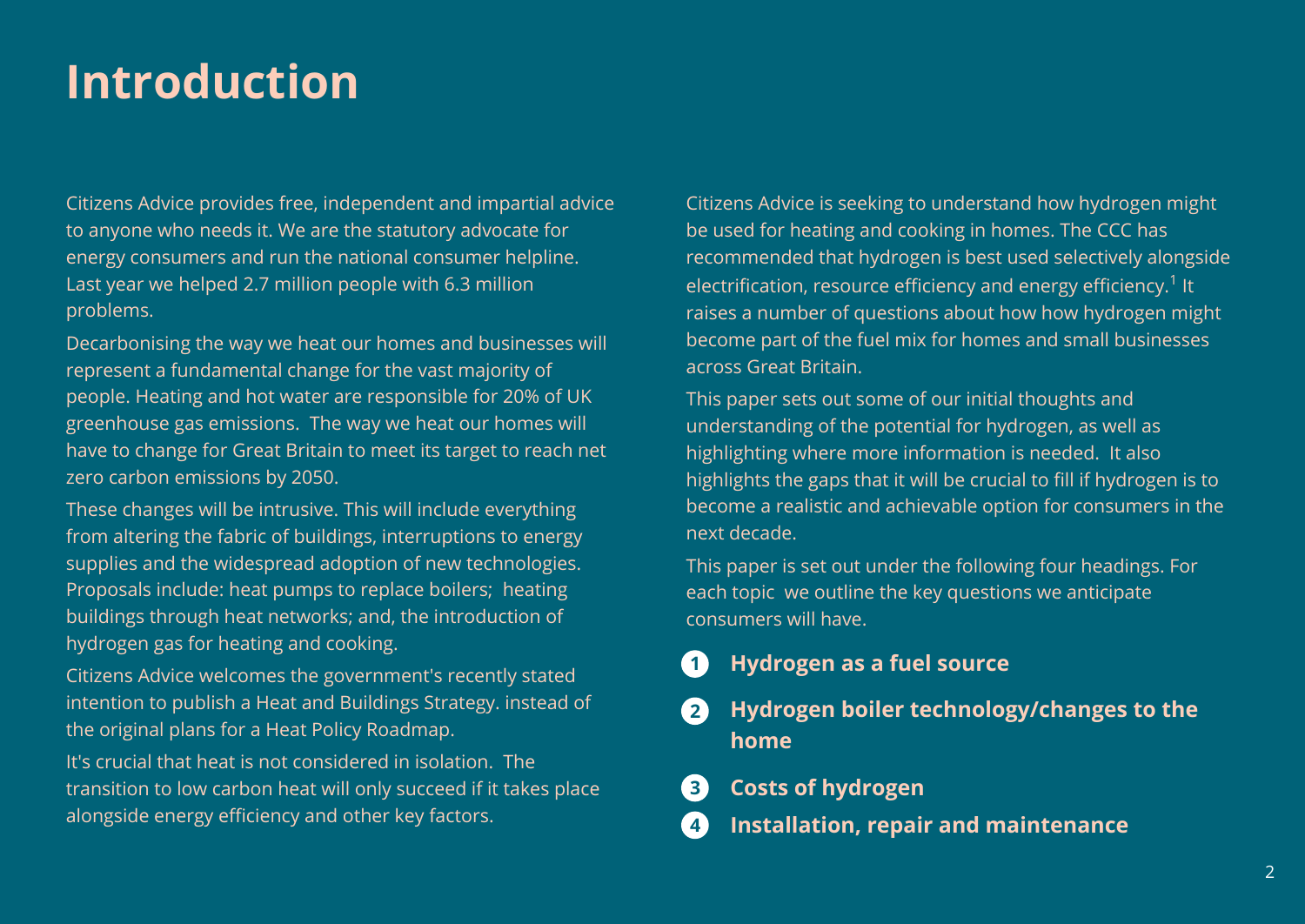# Introduction

Citizens Advice provides free, independent and impartial advice to anyone who needs it. We are the statutory advocate for energy consumers and run the national consumer helpline. Last year we helped 2.7 million people with 6.3 million problems.

Decarbonising the way we heat our homes and businesses will represent a fundamental change for the vast majority of people. Heating and hot water are responsible for 20% of UK greenhouse gas emissions. The way we heat our homes will have to change for Great Britain to meet its target to reach net zero carbon emissions by 2050.

These changes will be intrusive. This will include everything from altering the fabric of buildings, interruptions to energy supplies and the widespread adoption of new technologies. Proposals include: heat pumps to replace boilers; heating buildings through heat networks; and, the introduction of hydrogen gas for heating and cooking.

Citizens Advice welcomes the government's recently stated intention to publish a Heat and Buildings Strategy. instead of the original plans for a Heat Policy Roadmap.

It's crucial that heat is not considered in isolation. The transition to low carbon heat will only succeed if it takes place alongside energy efficiency and other key factors.

Citizens Advice is seeking to understand how hydrogen might be used for heating and cooking in homes. The CCC has recommended that hydrogen is best used selectively alongside electrification, resource efficiency and energy efficiency.[1] It raises a number of questions about how how hydrogen might become part of the fuel mix for homes and small businesses across Great Britain.

This paper sets out some of our initial thoughts and understanding of the potential for hydrogen, as well as highlighting where more information is needed. It also highlights the gaps that it will be crucial to fill if hydrogen is to become a realistic and achievable option for consumers in the next decade.

This paper is set out under the following four headings. For each topic we outline the key questions we anticipate consumers will have.

1. **Hydrogen as a fuel source**
2. **Hydrogen boiler technology/changes to the home**
3. **Costs of hydrogen**
4. **Installation, repair and maintenance**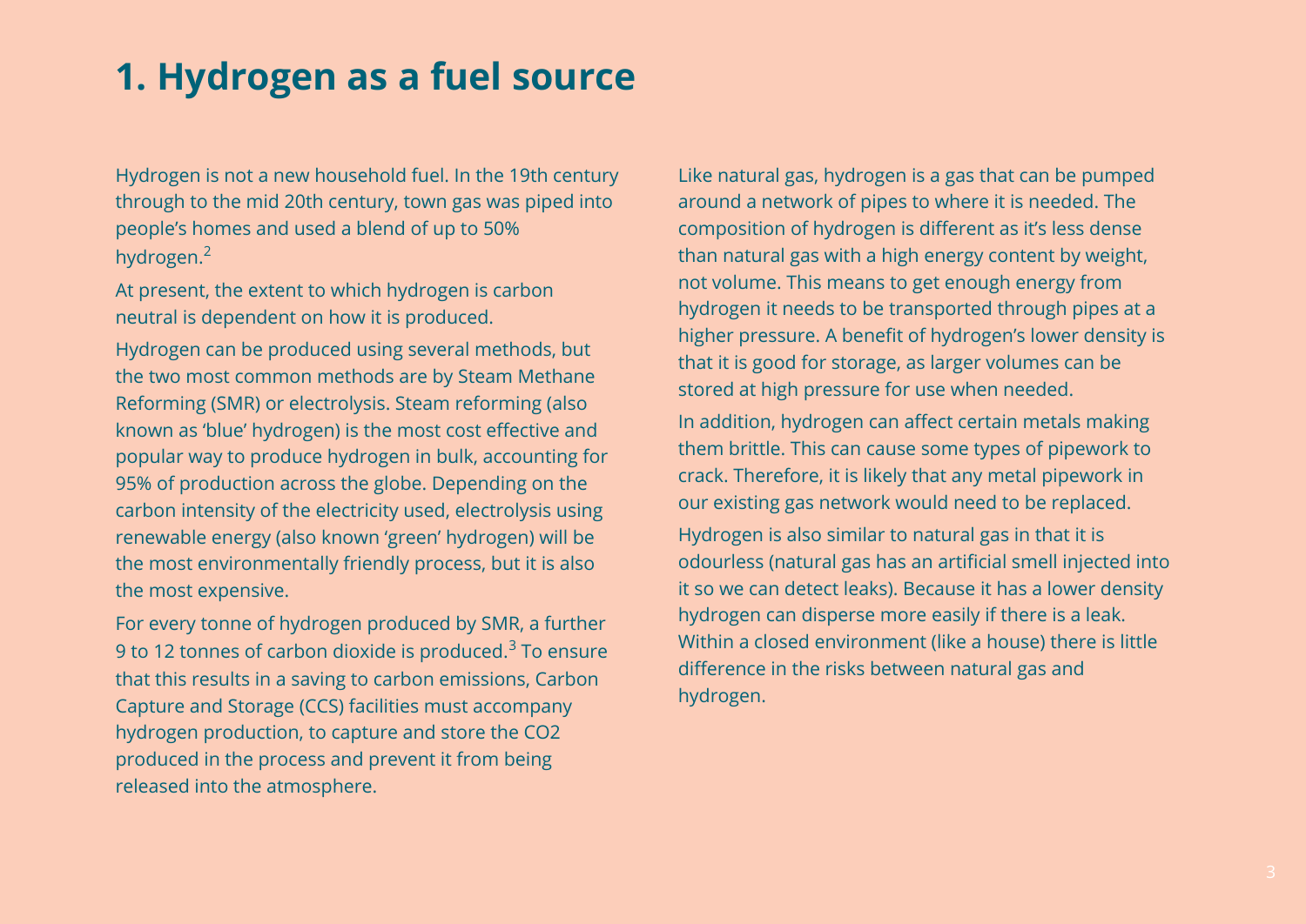# 1. Hydrogen as a fuel source

Hydrogen is not a new household fuel. In the 19th century through to the mid 20th century, town gas was piped into people's homes and used a blend of up to 50% hydrogen.[2]

At present, the extent to which hydrogen is carbon neutral is dependent on how it is produced.

Hydrogen can be produced using several methods, but the two most common methods are by Steam Methane Reforming (SMR) or electrolysis. Steam reforming (also known as 'blue' hydrogen) is the most cost effective and popular way to produce hydrogen in bulk, accounting for 95% of production across the globe. Depending on the carbon intensity of the electricity used, electrolysis using renewable energy (also known 'green' hydrogen) will be the most environmentally friendly process, but it is also the most expensive.

For every tonne of hydrogen produced by SMR, a further 9 to 12 tonnes of carbon dioxide is produced.[3] To ensure that this results in a saving to carbon emissions, Carbon Capture and Storage (CCS) facilities must accompany hydrogen production, to capture and store the CO2 produced in the process and prevent it from being released into the atmosphere.

Like natural gas, hydrogen is a gas that can be pumped around a network of pipes to where it is needed. The composition of hydrogen is different as it's less dense than natural gas with a high energy content by weight, not volume. This means to get enough energy from hydrogen it needs to be transported through pipes at a higher pressure. A benefit of hydrogen's lower density is that it is good for storage, as larger volumes can be stored at high pressure for use when needed.

In addition, hydrogen can affect certain metals making them brittle. This can cause some types of pipework to crack. Therefore, it is likely that any metal pipework in our existing gas network would need to be replaced.

Hydrogen is also similar to natural gas in that it is odourless (natural gas has an artificial smell injected into it so we can detect leaks). Because it has a lower density hydrogen can disperse more easily if there is a leak. Within a closed environment (like a house) there is little difference in the risks between natural gas and hydrogen.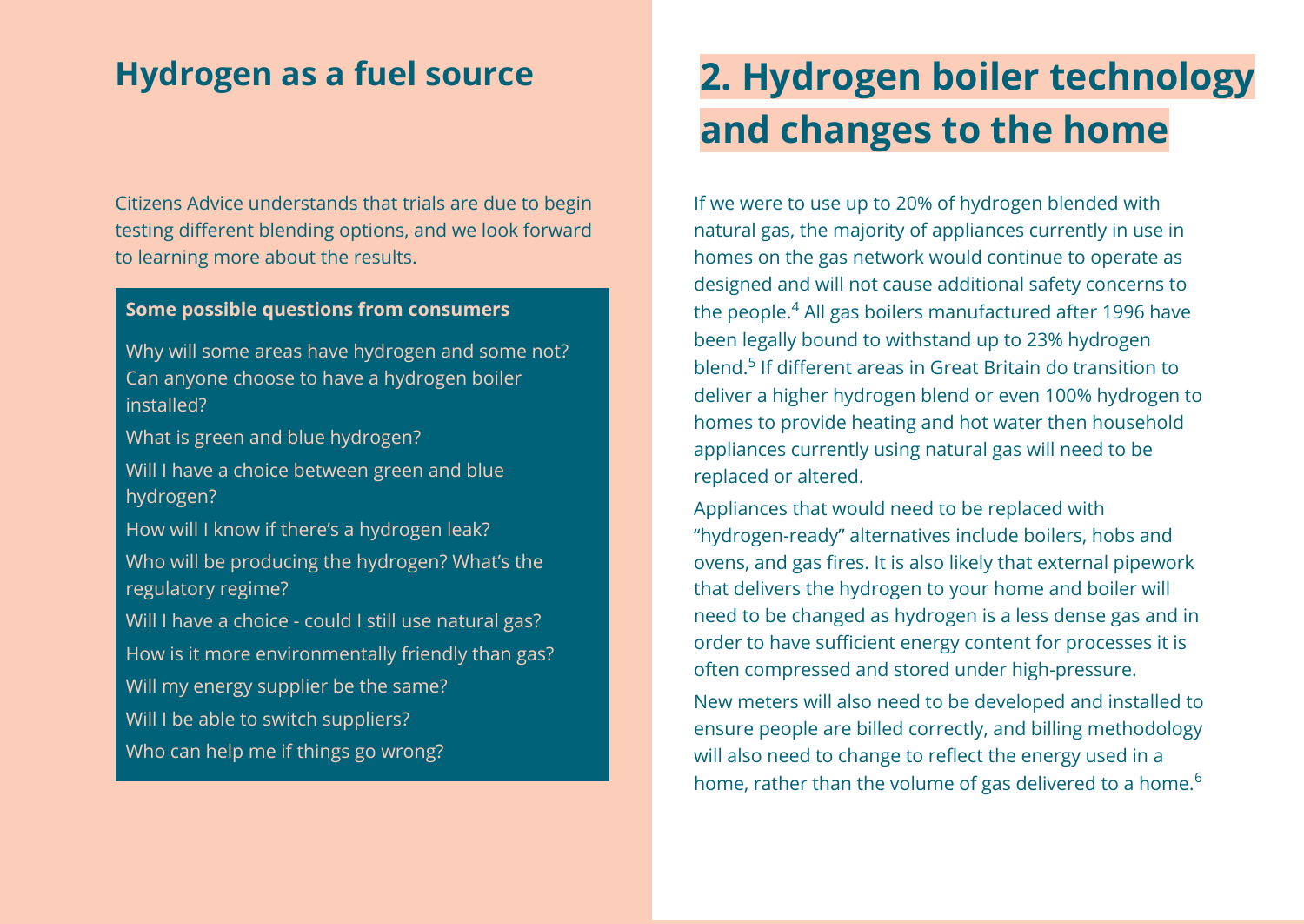## Hydrogen as a fuel source

Citizens Advice understands that trials are due to begin testing different blending options, and we look forward to learning more about the results.

**Some possible questions from consumers**

Why will some areas have hydrogen and some not? Can anyone choose to have a hydrogen boiler installed?

What is green and blue hydrogen?

Will I have a choice between green and blue hydrogen?

How will I know if there's a hydrogen leak?

Who will be producing the hydrogen? What's the regulatory regime?

Will I have a choice - could I still use natural gas?

How is it more environmentally friendly than gas?

Will my energy supplier be the same?

Will I be able to switch suppliers?

Who can help me if things go wrong?

# 2. Hydrogen boiler technology and changes to the home

If we were to use up to 20% of hydrogen blended with natural gas, the majority of appliances currently in use in homes on the gas network would continue to operate as designed and will not cause additional safety concerns to the people.[4] All gas boilers manufactured after 1996 have been legally bound to withstand up to 23% hydrogen blend.[5] If different areas in Great Britain do transition to deliver a higher hydrogen blend or even 100% hydrogen to homes to provide heating and hot water then household appliances currently using natural gas will need to be replaced or altered.

Appliances that would need to be replaced with "hydrogen-ready" alternatives include boilers, hobs and ovens, and gas fires. It is also likely that external pipework that delivers the hydrogen to your home and boiler will need to be changed as hydrogen is a less dense gas and in order to have sufficient energy content for processes it is often compressed and stored under high-pressure.

New meters will also need to be developed and installed to ensure people are billed correctly, and billing methodology will also need to change to reflect the energy used in a home, rather than the volume of gas delivered to a home.[6]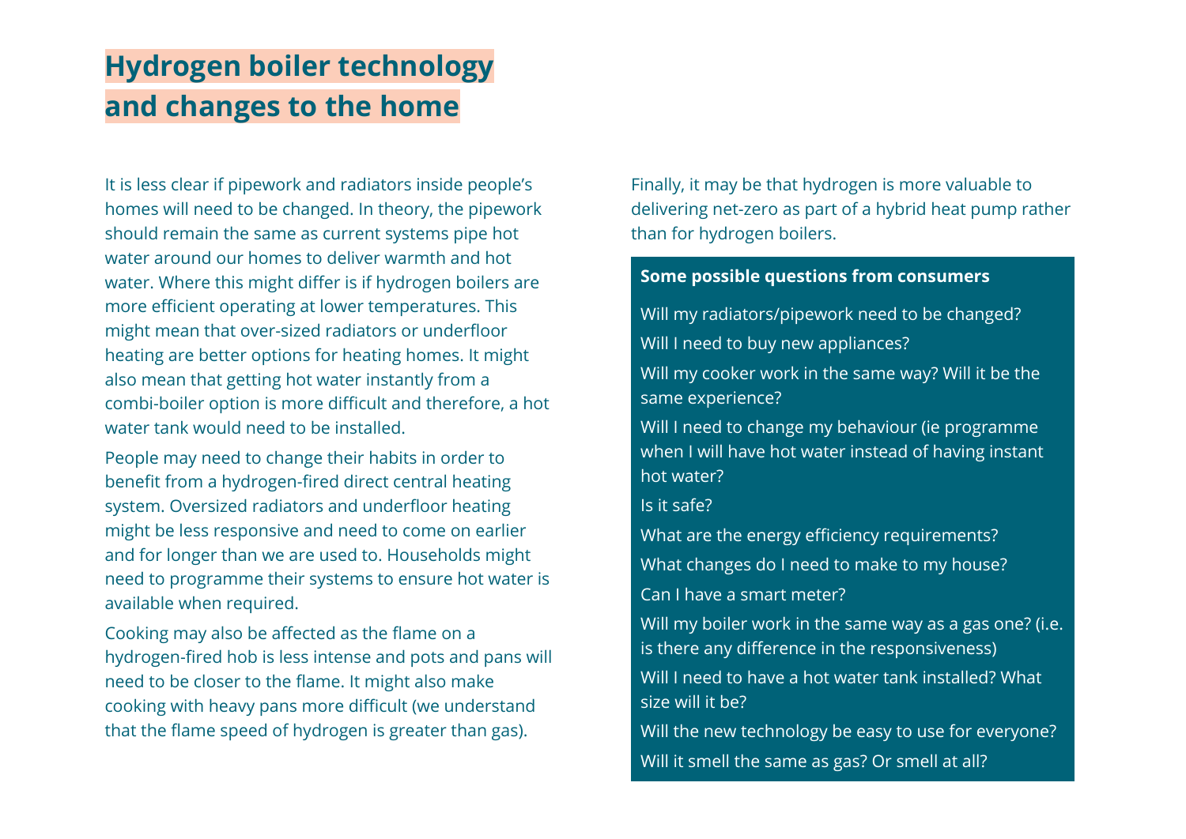# Hydrogen boiler technology and changes to the home

It is less clear if pipework and radiators inside people's homes will need to be changed. In theory, the pipework should remain the same as current systems pipe hot water around our homes to deliver warmth and hot water. Where this might differ is if hydrogen boilers are more efficient operating at lower temperatures. This might mean that over-sized radiators or underfloor heating are better options for heating homes. It might also mean that getting hot water instantly from a combi-boiler option is more difficult and therefore, a hot water tank would need to be installed.

People may need to change their habits in order to benefit from a hydrogen-fired direct central heating system. Oversized radiators and underfloor heating might be less responsive and need to come on earlier and for longer than we are used to. Households might need to programme their systems to ensure hot water is available when required.

Cooking may also be affected as the flame on a hydrogen-fired hob is less intense and pots and pans will need to be closer to the flame. It might also make cooking with heavy pans more difficult (we understand that the flame speed of hydrogen is greater than gas).

Finally, it may be that hydrogen is more valuable to delivering net-zero as part of a hybrid heat pump rather than for hydrogen boilers.

**Some possible questions from consumers**

Will my radiators/pipework need to be changed?

Will I need to buy new appliances?

Will my cooker work in the same way? Will it be the same experience?

Will I need to change my behaviour (ie programme when I will have hot water instead of having instant hot water?

Is it safe?

What are the energy efficiency requirements?

What changes do I need to make to my house?

Can I have a smart meter?

Will my boiler work in the same way as a gas one? (i.e. is there any difference in the responsiveness)

Will I need to have a hot water tank installed? What size will it be?

Will the new technology be easy to use for everyone?

Will it smell the same as gas? Or smell at all?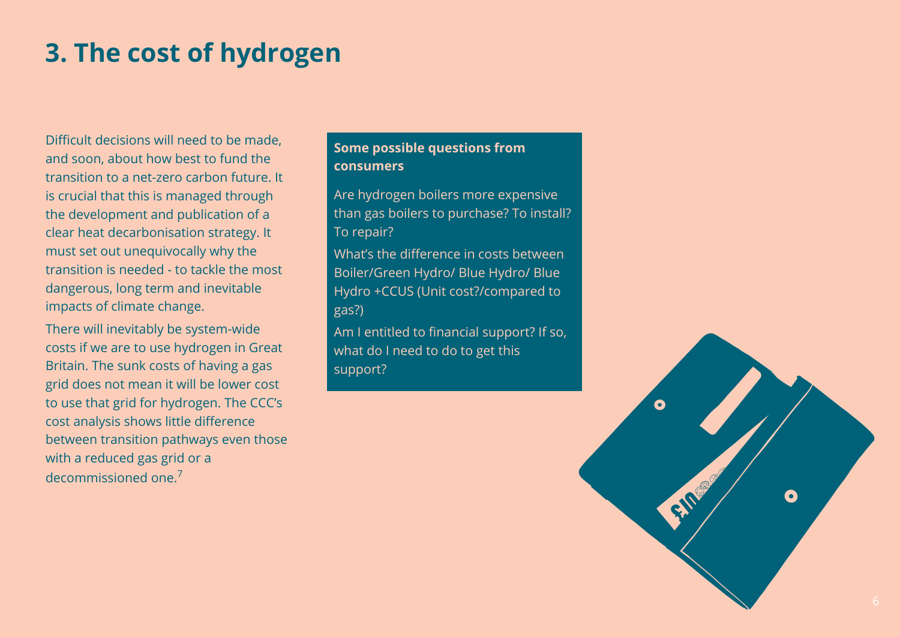# 3. The cost of hydrogen

Difficult decisions will need to be made, and soon, about how best to fund the transition to a net-zero carbon future. It is crucial that this is managed through the development and publication of a clear heat decarbonisation strategy. It must set out unequivocally why the transition is needed - to tackle the most dangerous, long term and inevitable impacts of climate change.

There will inevitably be system-wide costs if we are to use hydrogen in Great Britain. The sunk costs of having a gas grid does not mean it will be lower cost to use that grid for hydrogen. The CCC's cost analysis shows little difference between transition pathways even those with a reduced gas grid or a decommissioned one.[7]

**Some possible questions from consumers**

Are hydrogen boilers more expensive than gas boilers to purchase? To install? To repair?

What's the difference in costs between Boiler/Green Hydro/ Blue Hydro/ Blue Hydro +CCUS (Unit cost?/compared to gas?)

Am I entitled to financial support? If so, what do I need to do to get this support?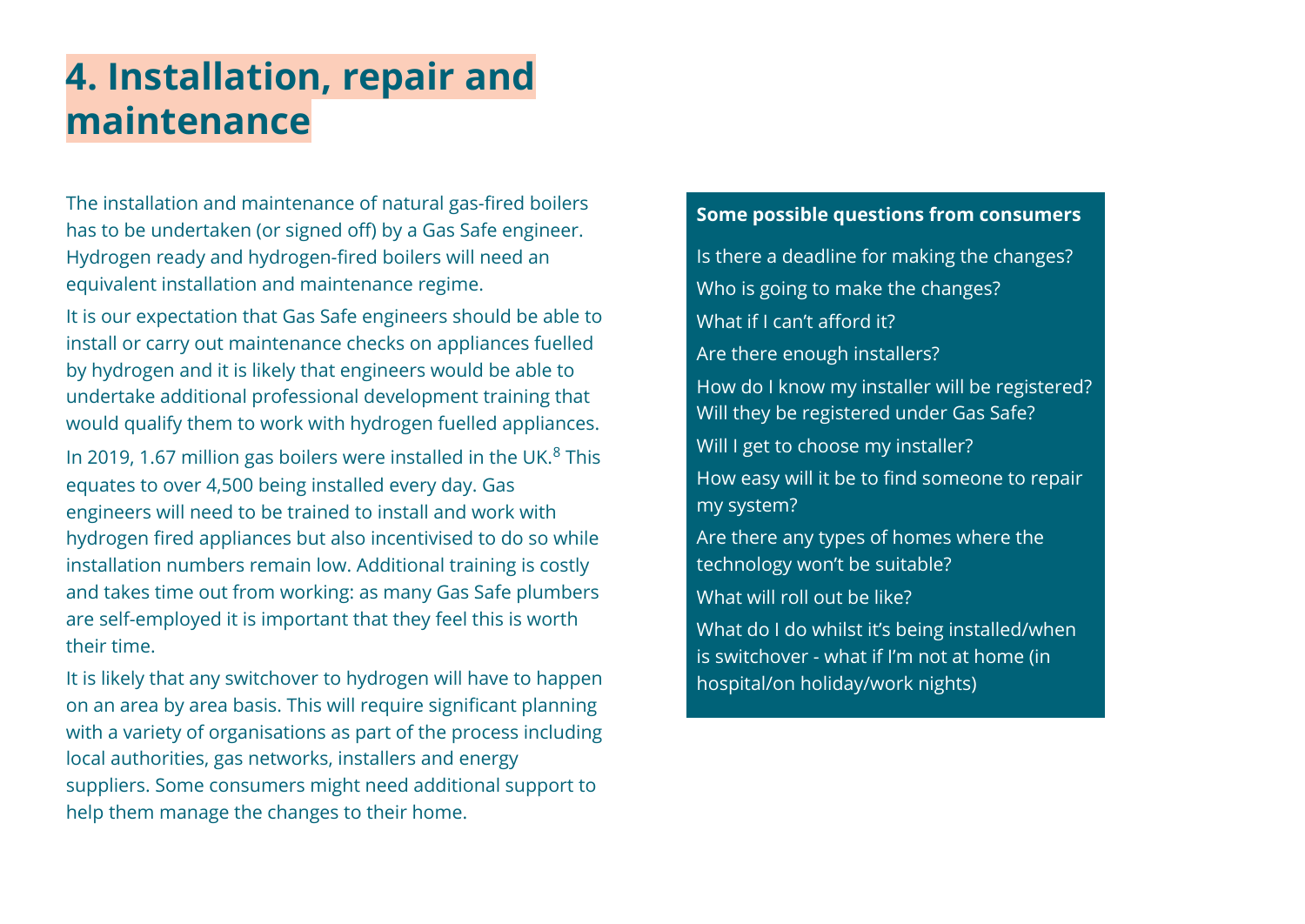# 4. Installation, repair and maintenance

The installation and maintenance of natural gas-fired boilers has to be undertaken (or signed off) by a Gas Safe engineer. Hydrogen ready and hydrogen-fired boilers will need an equivalent installation and maintenance regime.

It is our expectation that Gas Safe engineers should be able to install or carry out maintenance checks on appliances fuelled by hydrogen and it is likely that engineers would be able to undertake additional professional development training that would qualify them to work with hydrogen fuelled appliances.

In 2019, 1.67 million gas boilers were installed in the UK.[8] This equates to over 4,500 being installed every day. Gas engineers will need to be trained to install and work with hydrogen fired appliances but also incentivised to do so while installation numbers remain low. Additional training is costly and takes time out from working: as many Gas Safe plumbers are self-employed it is important that they feel this is worth their time.

It is likely that any switchover to hydrogen will have to happen on an area by area basis. This will require significant planning with a variety of organisations as part of the process including local authorities, gas networks, installers and energy suppliers. Some consumers might need additional support to help them manage the changes to their home.

**Some possible questions from consumers**

Is there a deadline for making the changes?

Who is going to make the changes?

What if I can't afford it?

Are there enough installers?

How do I know my installer will be registered? Will they be registered under Gas Safe?

Will I get to choose my installer?

How easy will it be to find someone to repair my system?

Are there any types of homes where the technology won't be suitable?

What will roll out be like?

What do I do whilst it's being installed/when is switchover - what if I'm not at home (in hospital/on holiday/work nights)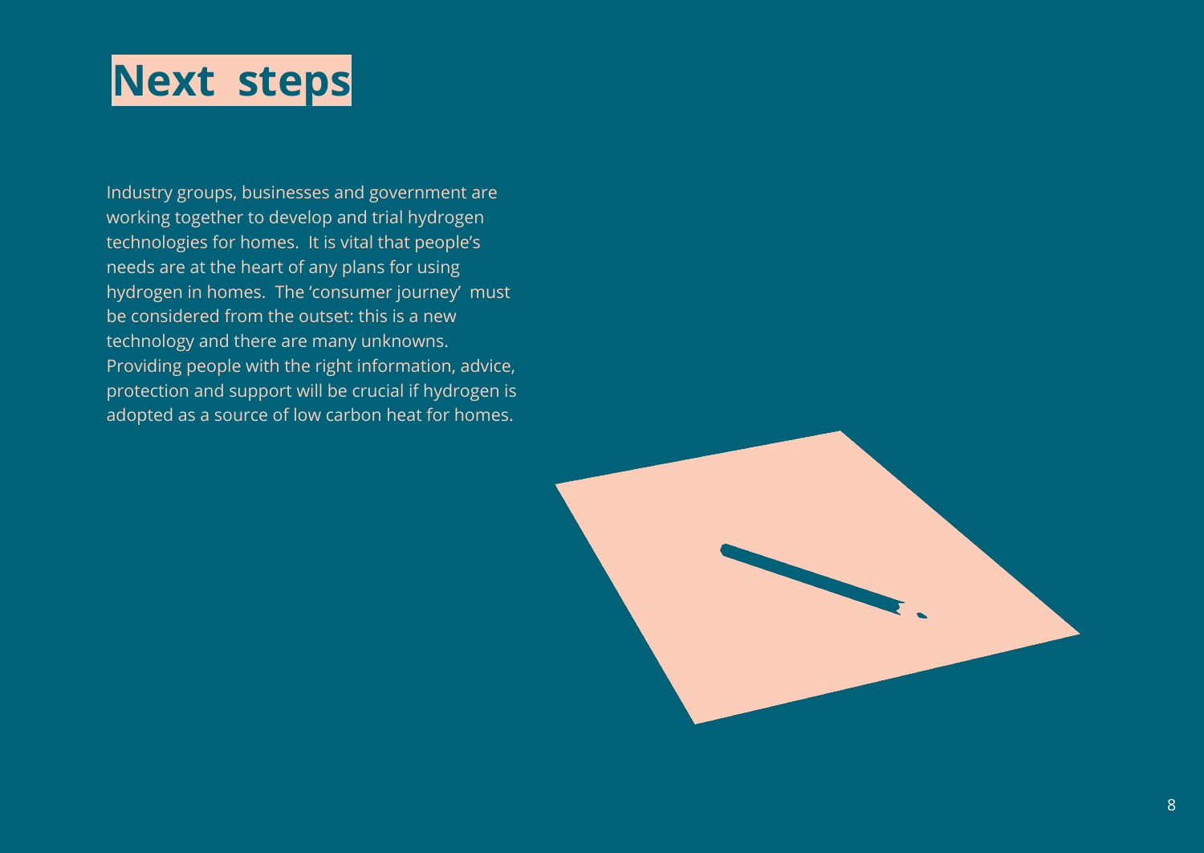# Next steps

Industry groups, businesses and government are working together to develop and trial hydrogen technologies for homes. It is vital that people's needs are at the heart of any plans for using hydrogen in homes. The 'consumer journey' must be considered from the outset: this is a new technology and there are many unknowns. Providing people with the right information, advice, protection and support will be crucial if hydrogen is adopted as a source of low carbon heat for homes.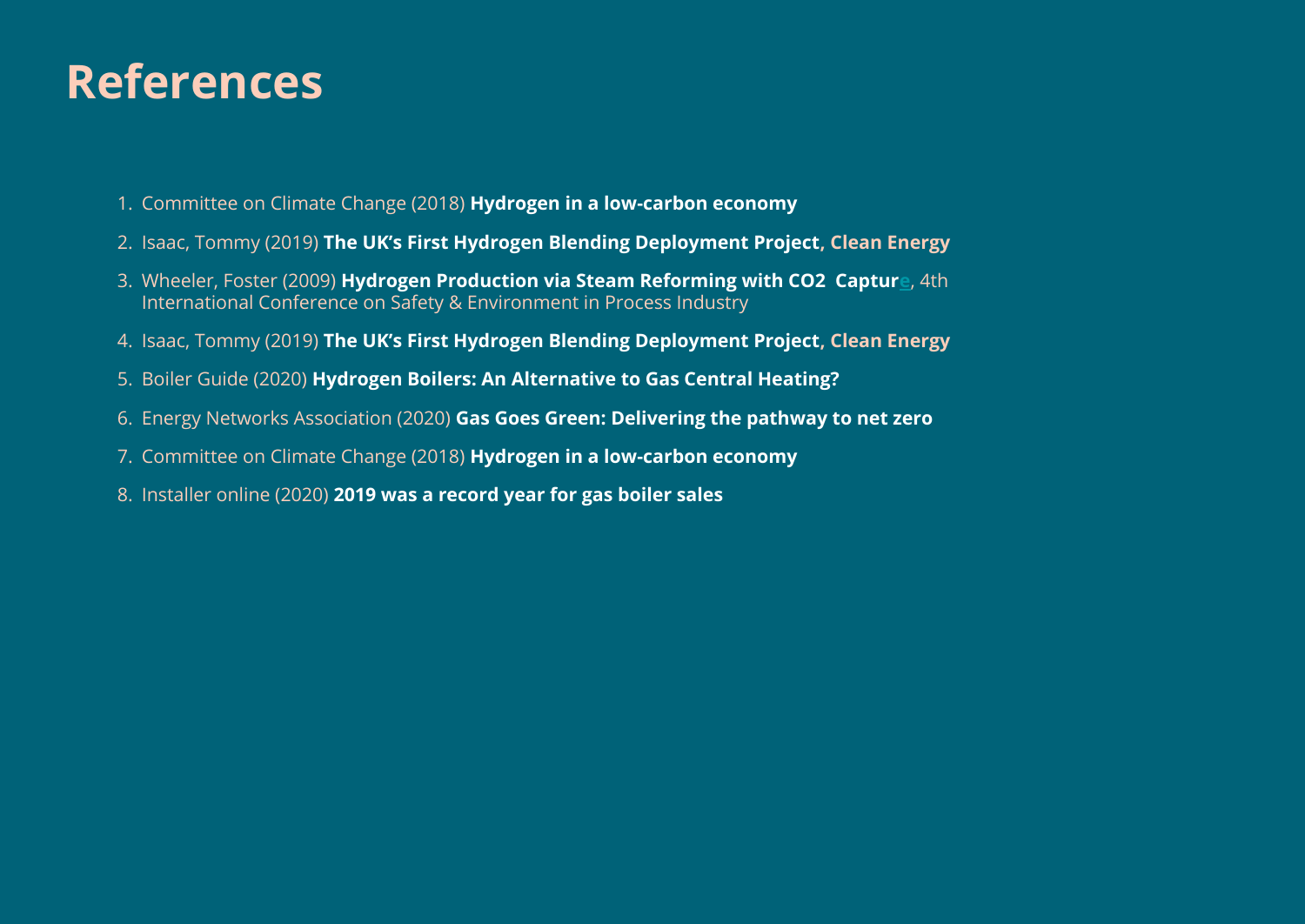# References

1. Committee on Climate Change (2018) **Hydrogen in a low-carbon economy**
2. Isaac, Tommy (2019) **The UK's First Hydrogen Blending Deployment Project, Clean Energy**
3. Wheeler, Foster (2009) **Hydrogen Production via Steam Reforming with CO2 Capture**, 4th International Conference on Safety & Environment in Process Industry
4. Isaac, Tommy (2019) **The UK's First Hydrogen Blending Deployment Project, Clean Energy**
5. Boiler Guide (2020) **Hydrogen Boilers: An Alternative to Gas Central Heating?**
6. Energy Networks Association (2020) **Gas Goes Green: Delivering the pathway to net zero**
7. Committee on Climate Change (2018) **Hydrogen in a low-carbon economy**
8. Installer online (2020) **2019 was a record year for gas boiler sales**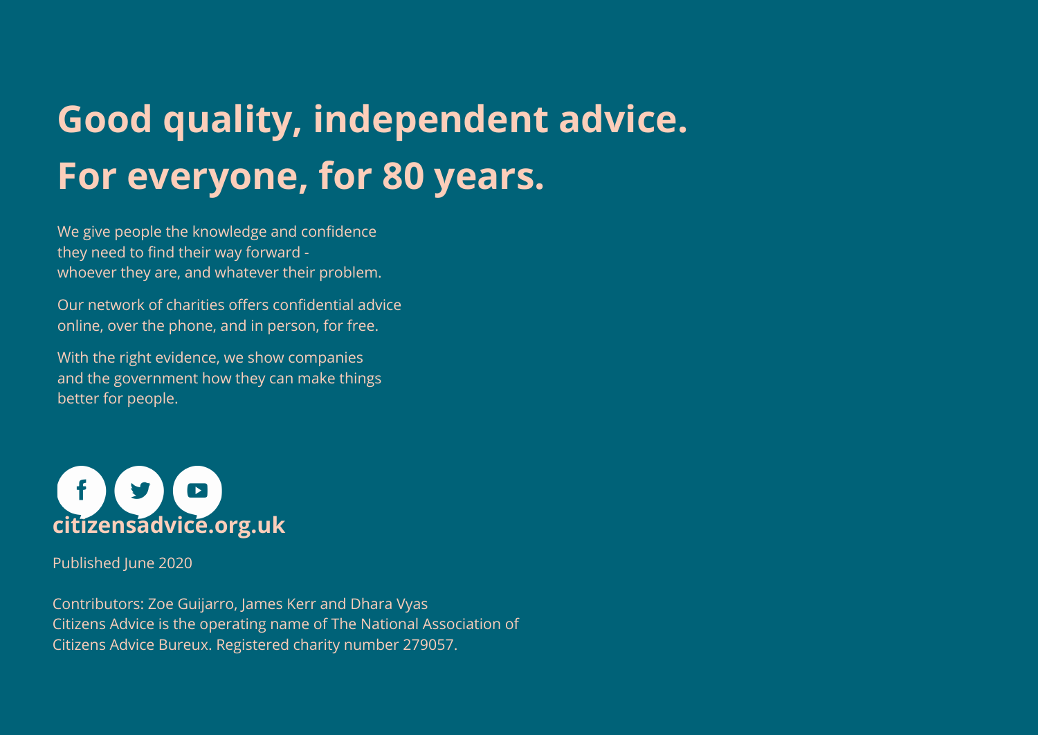# Good quality, independent advice. For everyone, for 80 years.

We give people the knowledge and confidence they need to find their way forward - whoever they are, and whatever their problem.

Our network of charities offers confidential advice online, over the phone, and in person, for free.

With the right evidence, we show companies and the government how they can make things better for people.

**citizensadvice.org.uk**

Published June 2020

Contributors: Zoe Guijarro, James Kerr and Dhara Vyas
Citizens Advice is the operating name of The National Association of Citizens Advice Bureux. Registered charity number 279057.